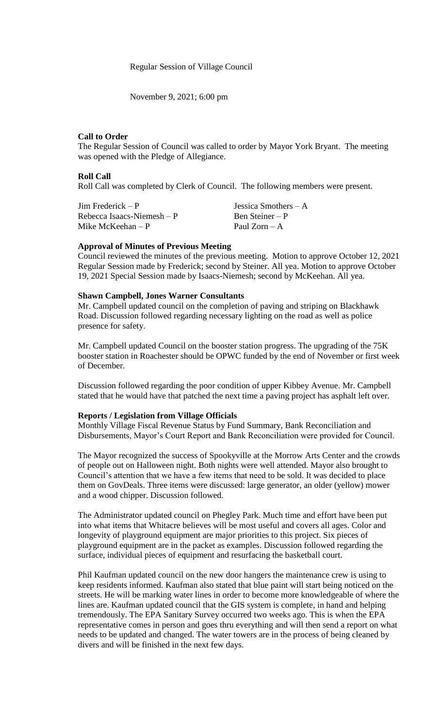Regular Session of Village Council

November 9, 2021; 6:00 pm

**Call to Order**

The Regular Session of Council was called to order by Mayor York Bryant. The meeting was opened with the Pledge of Allegiance.

**Roll Call**

Roll Call was completed by Clerk of Council. The following members were present.

| | |
|---|---|
| Jim Frederick – P | Jessica Smothers – A |
| Rebecca Isaacs-Niemesh – P | Ben Steiner – P |
| Mike McKeehan – P | Paul Zorn – A |

**Approval of Minutes of Previous Meeting**

Council reviewed the minutes of the previous meeting. Motion to approve October 12, 2021 Regular Session made by Frederick; second by Steiner. All yea. Motion to approve October 19, 2021 Special Session made by Isaacs-Niemesh; second by McKeehan. All yea.

**Shawn Campbell, Jones Warner Consultants**

Mr. Campbell updated council on the completion of paving and striping on Blackhawk Road. Discussion followed regarding necessary lighting on the road as well as police presence for safety.

Mr. Campbell updated Council on the booster station progress. The upgrading of the 75K booster station in Roachester should be OPWC funded by the end of November or first week of December.

Discussion followed regarding the poor condition of upper Kibbey Avenue. Mr. Campbell stated that he would have that patched the next time a paving project has asphalt left over.

**Reports / Legislation from Village Officials**

Monthly Village Fiscal Revenue Status by Fund Summary, Bank Reconciliation and Disbursements, Mayor's Court Report and Bank Reconciliation were provided for Council.

The Mayor recognized the success of Spookyville at the Morrow Arts Center and the crowds of people out on Halloween night. Both nights were well attended. Mayor also brought to Council's attention that we have a few items that need to be sold. It was decided to place them on GovDeals. Three items were discussed: large generator, an older (yellow) mower and a wood chipper. Discussion followed.

The Administrator updated council on Phegley Park. Much time and effort have been put into what items that Whitacre believes will be most useful and covers all ages. Color and longevity of playground equipment are major priorities to this project. Six pieces of playground equipment are in the packet as examples. Discussion followed regarding the surface, individual pieces of equipment and resurfacing the basketball court.

Phil Kaufman updated council on the new door hangers the maintenance crew is using to keep residents informed. Kaufman also stated that blue paint will start being noticed on the streets. He will be marking water lines in order to become more knowledgeable of where the lines are. Kaufman updated council that the GIS system is complete, in hand and helping tremendously. The EPA Sanitary Survey occurred two weeks ago. This is when the EPA representative comes in person and goes thru everything and will then send a report on what needs to be updated and changed. The water towers are in the process of being cleaned by divers and will be finished in the next few days.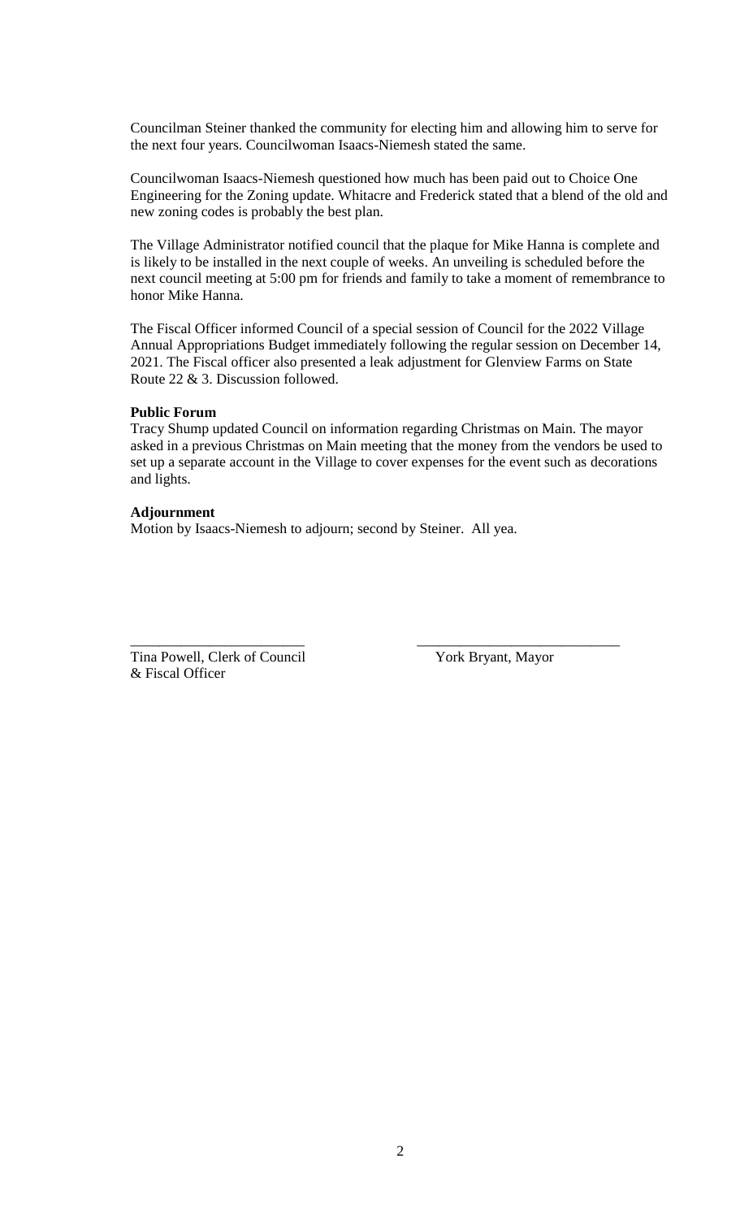Councilman Steiner thanked the community for electing him and allowing him to serve for the next four years. Councilwoman Isaacs-Niemesh stated the same.

Councilwoman Isaacs-Niemesh questioned how much has been paid out to Choice One Engineering for the Zoning update. Whitacre and Frederick stated that a blend of the old and new zoning codes is probably the best plan.

The Village Administrator notified council that the plaque for Mike Hanna is complete and is likely to be installed in the next couple of weeks. An unveiling is scheduled before the next council meeting at 5:00 pm for friends and family to take a moment of remembrance to honor Mike Hanna.

The Fiscal Officer informed Council of a special session of Council for the 2022 Village Annual Appropriations Budget immediately following the regular session on December 14, 2021. The Fiscal officer also presented a leak adjustment for Glenview Farms on State Route 22 & 3. Discussion followed.

**Public Forum**
Tracy Shump updated Council on information regarding Christmas on Main. The mayor asked in a previous Christmas on Main meeting that the money from the vendors be used to set up a separate account in the Village to cover expenses for the event such as decorations and lights.

**Adjournment**
Motion by Isaacs-Niemesh to adjourn; second by Steiner. All yea.

\_\_\_\_\_\_\_\_\_\_\_\_\_\_\_\_\_\_\_\_\_\_\_\_\_ \_\_\_\_\_\_\_\_\_\_\_\_\_\_\_\_\_\_\_\_\_\_\_\_\_\_\_\_\_

Tina Powell, Clerk of Council & Fiscal Officer

York Bryant, Mayor